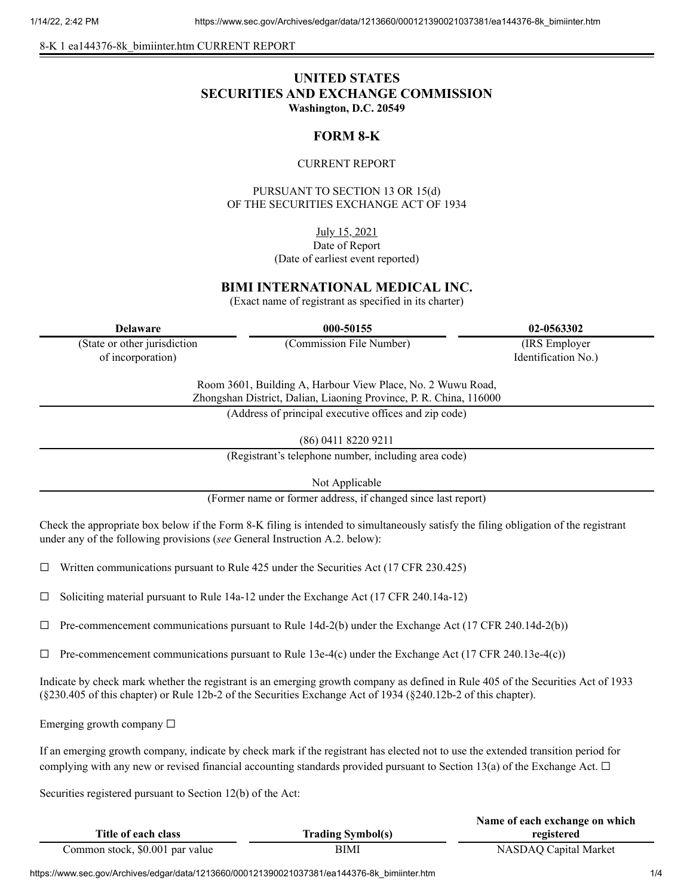8-K 1 ea144376-8k_bimiinter.htm CURRENT REPORT

# UNITED STATES
# SECURITIES AND EXCHANGE COMMISSION
**Washington, D.C. 20549**

## FORM 8-K

CURRENT REPORT

PURSUANT TO SECTION 13 OR 15(d)
OF THE SECURITIES EXCHANGE ACT OF 1934

July 15, 2021
Date of Report
(Date of earliest event reported)

## BIMI INTERNATIONAL MEDICAL INC.
(Exact name of registrant as specified in its charter)

| Delaware | 000-50155 | 02-0563302 |
|---|---|---|
| (State or other jurisdiction of incorporation) | (Commission File Number) | (IRS Employer Identification No.) |

Room 3601, Building A, Harbour View Place, No. 2 Wuwu Road,
Zhongshan District, Dalian, Liaoning Province, P. R. China, 116000
(Address of principal executive offices and zip code)

(86) 0411 8220 9211
(Registrant's telephone number, including area code)

Not Applicable
(Former name or former address, if changed since last report)

Check the appropriate box below if the Form 8-K filing is intended to simultaneously satisfy the filing obligation of the registrant under any of the following provisions (*see* General Instruction A.2. below):

☐ Written communications pursuant to Rule 425 under the Securities Act (17 CFR 230.425)

☐ Soliciting material pursuant to Rule 14a-12 under the Exchange Act (17 CFR 240.14a-12)

☐ Pre-commencement communications pursuant to Rule 14d-2(b) under the Exchange Act (17 CFR 240.14d-2(b))

☐ Pre-commencement communications pursuant to Rule 13e-4(c) under the Exchange Act (17 CFR 240.13e-4(c))

Indicate by check mark whether the registrant is an emerging growth company as defined in Rule 405 of the Securities Act of 1933 (§230.405 of this chapter) or Rule 12b-2 of the Securities Exchange Act of 1934 (§240.12b-2 of this chapter).

Emerging growth company ☐

If an emerging growth company, indicate by check mark if the registrant has elected not to use the extended transition period for complying with any new or revised financial accounting standards provided pursuant to Section 13(a) of the Exchange Act. ☐

Securities registered pursuant to Section 12(b) of the Act:

| Title of each class | Trading Symbol(s) | Name of each exchange on which registered |
|---|---|---|
| Common stock, $0.001 par value | BIMI | NASDAQ Capital Market |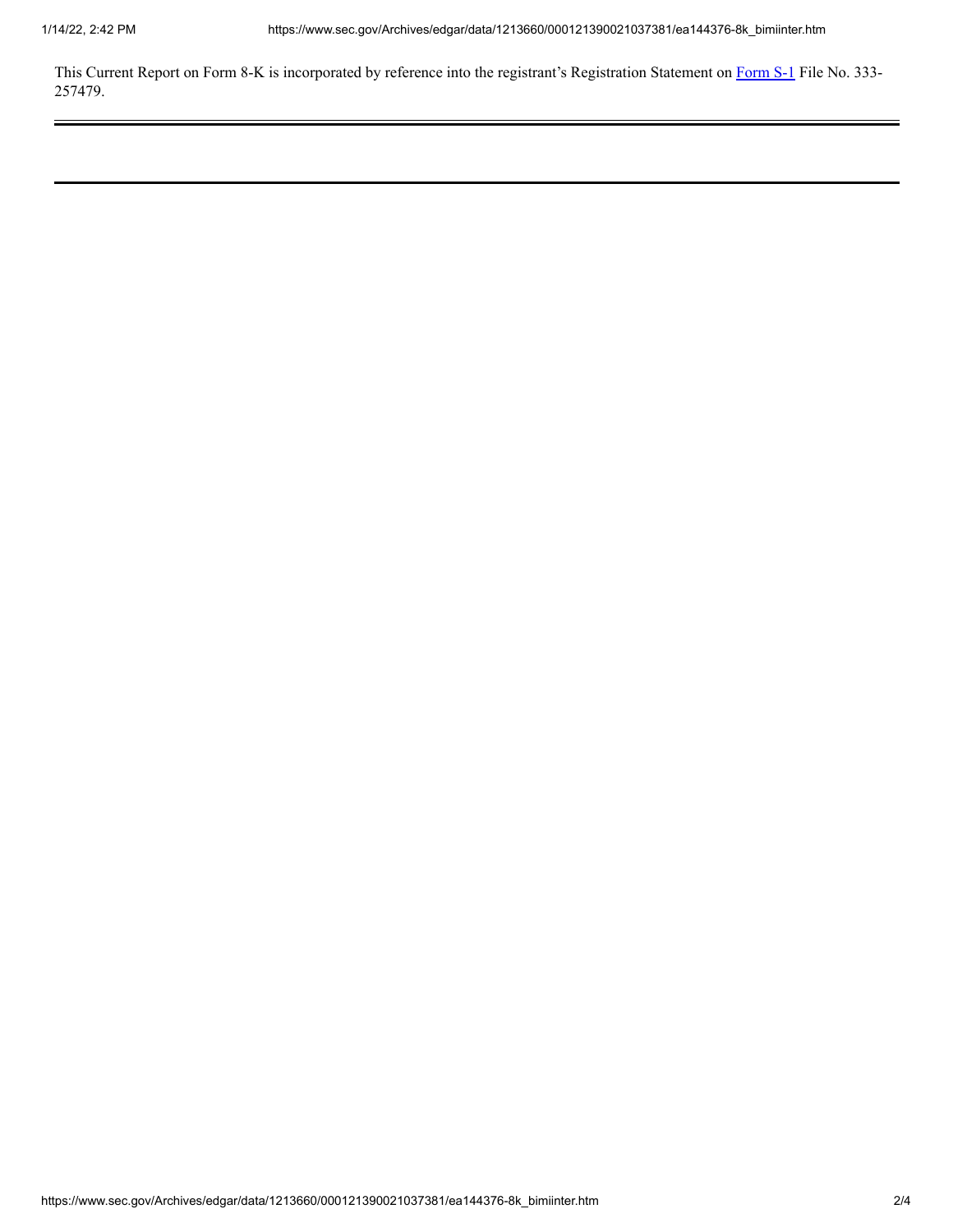This Current Report on Form 8-K is incorporated by reference into the registrant's Registration Statement on Form S-1 File No. 333-257479.

---

---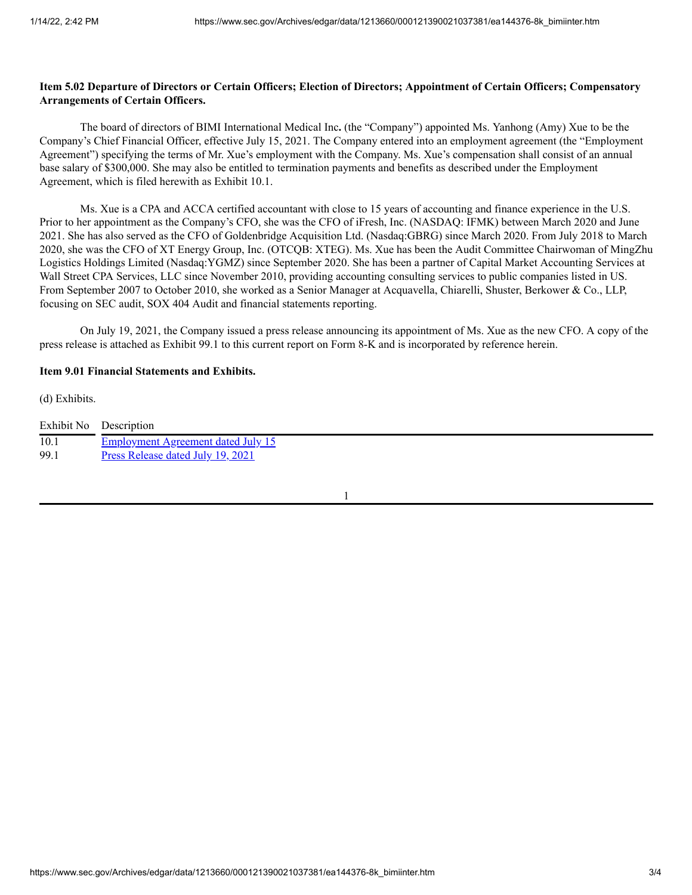**Item 5.02 Departure of Directors or Certain Officers; Election of Directors; Appointment of Certain Officers; Compensatory Arrangements of Certain Officers.**

The board of directors of BIMI International Medical Inc**.** (the "Company") appointed Ms. Yanhong (Amy) Xue to be the Company's Chief Financial Officer, effective July 15, 2021. The Company entered into an employment agreement (the "Employment Agreement") specifying the terms of Mr. Xue's employment with the Company. Ms. Xue's compensation shall consist of an annual base salary of $300,000. She may also be entitled to termination payments and benefits as described under the Employment Agreement, which is filed herewith as Exhibit 10.1.

Ms. Xue is a CPA and ACCA certified accountant with close to 15 years of accounting and finance experience in the U.S. Prior to her appointment as the Company's CFO, she was the CFO of iFresh, Inc. (NASDAQ: IFMK) between March 2020 and June 2021. She has also served as the CFO of Goldenbridge Acquisition Ltd. (Nasdaq:GBRG) since March 2020. From July 2018 to March 2020, she was the CFO of XT Energy Group, Inc. (OTCQB: XTEG). Ms. Xue has been the Audit Committee Chairwoman of MingZhu Logistics Holdings Limited (Nasdaq:YGMZ) since September 2020. She has been a partner of Capital Market Accounting Services at Wall Street CPA Services, LLC since November 2010, providing accounting consulting services to public companies listed in US. From September 2007 to October 2010, she worked as a Senior Manager at Acquavella, Chiarelli, Shuster, Berkower & Co., LLP, focusing on SEC audit, SOX 404 Audit and financial statements reporting.

On July 19, 2021, the Company issued a press release announcing its appointment of Ms. Xue as the new CFO. A copy of the press release is attached as Exhibit 99.1 to this current report on Form 8-K and is incorporated by reference herein.

**Item 9.01 Financial Statements and Exhibits.**

(d) Exhibits.

| Exhibit No | Description |
|---|---|
| 10.1 | Employment Agreement dated July 15 |
| 99.1 | Press Release dated July 19, 2021 |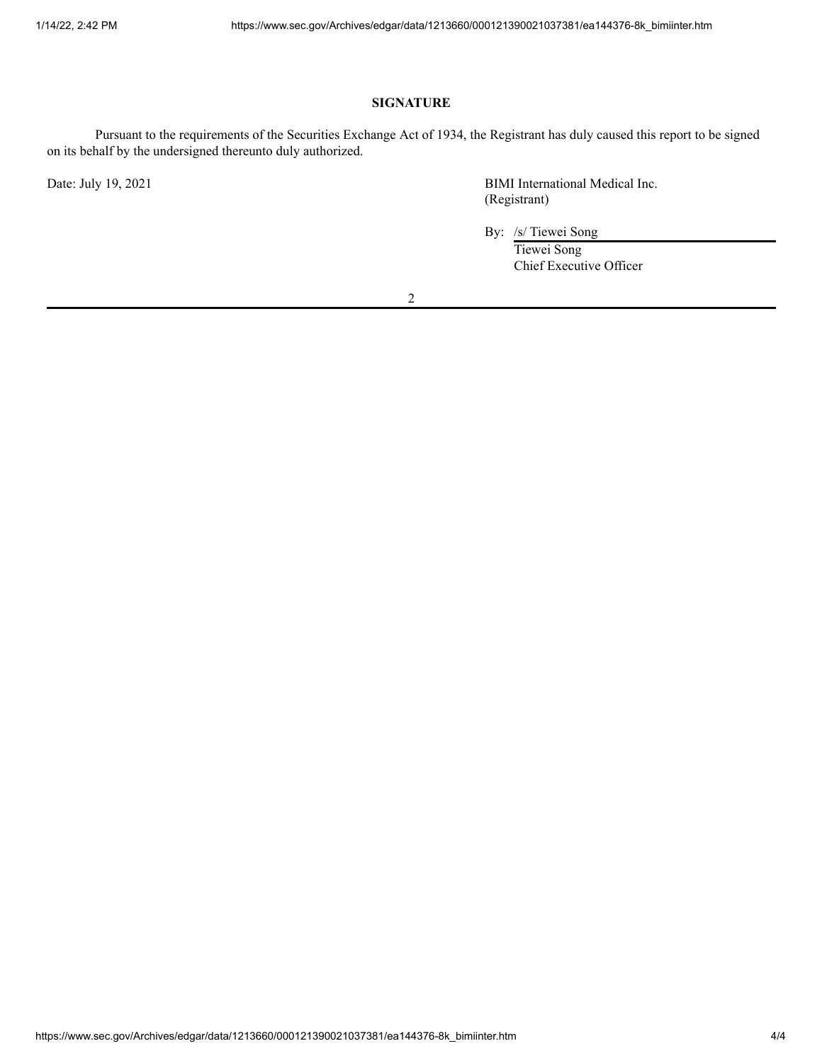**SIGNATURE**

Pursuant to the requirements of the Securities Exchange Act of 1934, the Registrant has duly caused this report to be signed on its behalf by the undersigned thereunto duly authorized.

Date: July 19, 2021

BIMI International Medical Inc.
(Registrant)

By: /s/ Tiewei Song
Tiewei Song
Chief Executive Officer